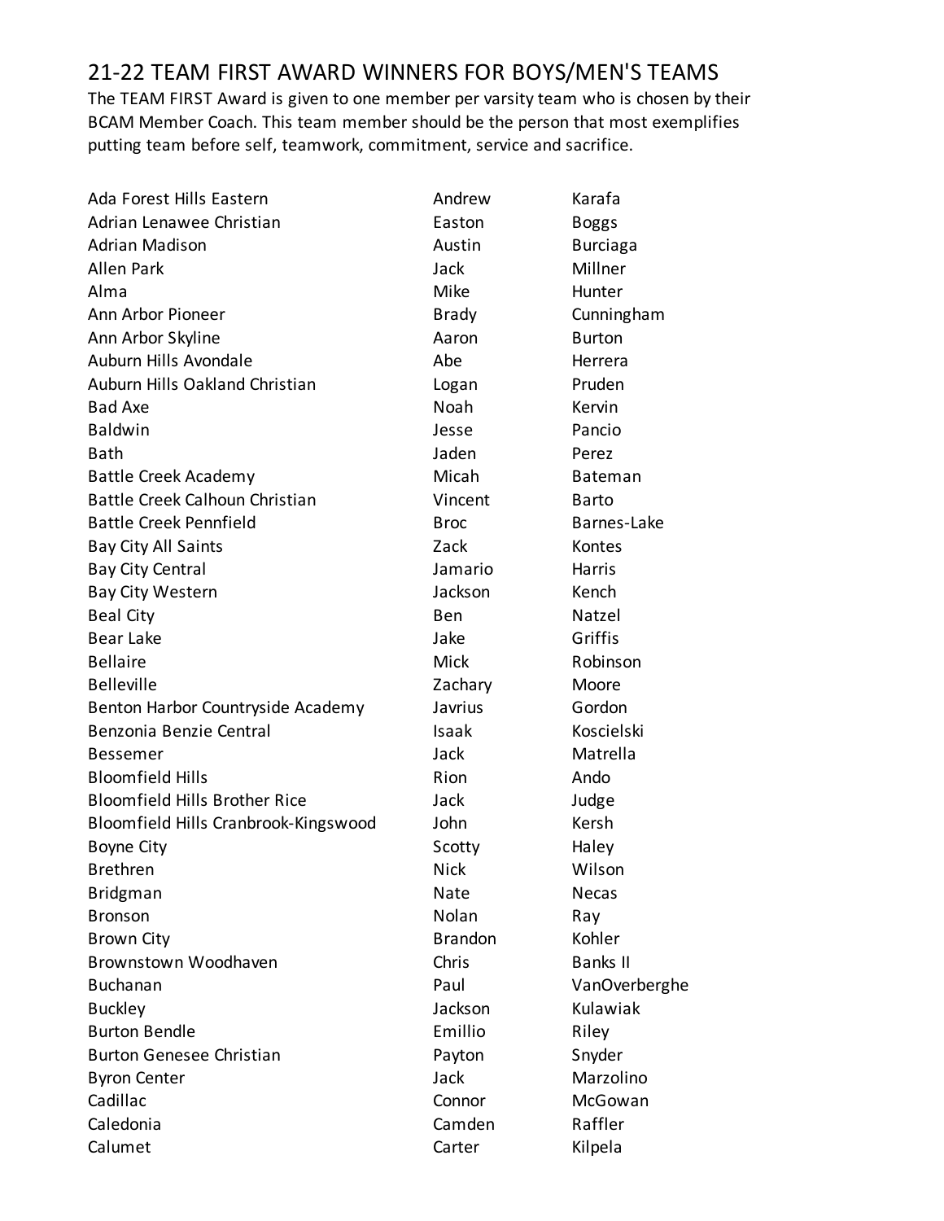# 21-22 TEAM FIRST AWARD WINNERS FOR BOYS/MEN'S TEAMS

The TEAM FIRST Award is given to one member per varsity team who is chosen by their BCAM Member Coach. This team member should be the person that most exemplifies putting team before self, teamwork, commitment, service and sacrifice.

| School | First Name | Last Name |
|---|---|---|
| Ada Forest Hills Eastern | Andrew | Karafa |
| Adrian Lenawee Christian | Easton | Boggs |
| Adrian Madison | Austin | Burciaga |
| Allen Park | Jack | Millner |
| Alma | Mike | Hunter |
| Ann Arbor Pioneer | Brady | Cunningham |
| Ann Arbor Skyline | Aaron | Burton |
| Auburn Hills Avondale | Abe | Herrera |
| Auburn Hills Oakland Christian | Logan | Pruden |
| Bad Axe | Noah | Kervin |
| Baldwin | Jesse | Pancio |
| Bath | Jaden | Perez |
| Battle Creek Academy | Micah | Bateman |
| Battle Creek Calhoun Christian | Vincent | Barto |
| Battle Creek Pennfield | Broc | Barnes-Lake |
| Bay City All Saints | Zack | Kontes |
| Bay City Central | Jamario | Harris |
| Bay City Western | Jackson | Kench |
| Beal City | Ben | Natzel |
| Bear Lake | Jake | Griffis |
| Bellaire | Mick | Robinson |
| Belleville | Zachary | Moore |
| Benton Harbor Countryside Academy | Javrius | Gordon |
| Benzonia Benzie Central | Isaak | Koscielski |
| Bessemer | Jack | Matrella |
| Bloomfield Hills | Rion | Ando |
| Bloomfield Hills Brother Rice | Jack | Judge |
| Bloomfield Hills Cranbrook-Kingswood | John | Kersh |
| Boyne City | Scotty | Haley |
| Brethren | Nick | Wilson |
| Bridgman | Nate | Necas |
| Bronson | Nolan | Ray |
| Brown City | Brandon | Kohler |
| Brownstown Woodhaven | Chris | Banks II |
| Buchanan | Paul | VanOverberghe |
| Buckley | Jackson | Kulawiak |
| Burton Bendle | Emillio | Riley |
| Burton Genesee Christian | Payton | Snyder |
| Byron Center | Jack | Marzolino |
| Cadillac | Connor | McGowan |
| Caledonia | Camden | Raffler |
| Calumet | Carter | Kilpela |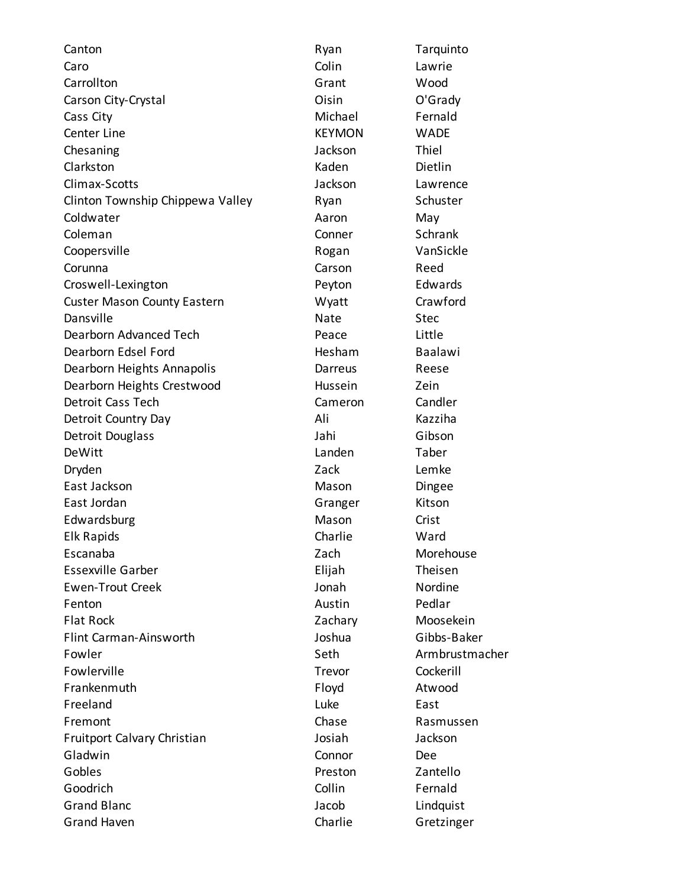| | | |
|---|---|---|
| Canton | Ryan | Tarquinto |
| Caro | Colin | Lawrie |
| Carrollton | Grant | Wood |
| Carson City-Crystal | Oisin | O'Grady |
| Cass City | Michael | Fernald |
| Center Line | KEYMON | WADE |
| Chesaning | Jackson | Thiel |
| Clarkston | Kaden | Dietlin |
| Climax-Scotts | Jackson | Lawrence |
| Clinton Township Chippewa Valley | Ryan | Schuster |
| Coldwater | Aaron | May |
| Coleman | Conner | Schrank |
| Coopersville | Rogan | VanSickle |
| Corunna | Carson | Reed |
| Croswell-Lexington | Peyton | Edwards |
| Custer Mason County Eastern | Wyatt | Crawford |
| Dansville | Nate | Stec |
| Dearborn Advanced Tech | Peace | Little |
| Dearborn Edsel Ford | Hesham | Baalawi |
| Dearborn Heights Annapolis | Darreus | Reese |
| Dearborn Heights Crestwood | Hussein | Zein |
| Detroit Cass Tech | Cameron | Candler |
| Detroit Country Day | Ali | Kazziha |
| Detroit Douglass | Jahi | Gibson |
| DeWitt | Landen | Taber |
| Dryden | Zack | Lemke |
| East Jackson | Mason | Dingee |
| East Jordan | Granger | Kitson |
| Edwardsburg | Mason | Crist |
| Elk Rapids | Charlie | Ward |
| Escanaba | Zach | Morehouse |
| Essexville Garber | Elijah | Theisen |
| Ewen-Trout Creek | Jonah | Nordine |
| Fenton | Austin | Pedlar |
| Flat Rock | Zachary | Moosekein |
| Flint Carman-Ainsworth | Joshua | Gibbs-Baker |
| Fowler | Seth | Armbrustmacher |
| Fowlerville | Trevor | Cockerill |
| Frankenmuth | Floyd | Atwood |
| Freeland | Luke | East |
| Fremont | Chase | Rasmussen |
| Fruitport Calvary Christian | Josiah | Jackson |
| Gladwin | Connor | Dee |
| Gobles | Preston | Zantello |
| Goodrich | Collin | Fernald |
| Grand Blanc | Jacob | Lindquist |
| Grand Haven | Charlie | Gretzinger |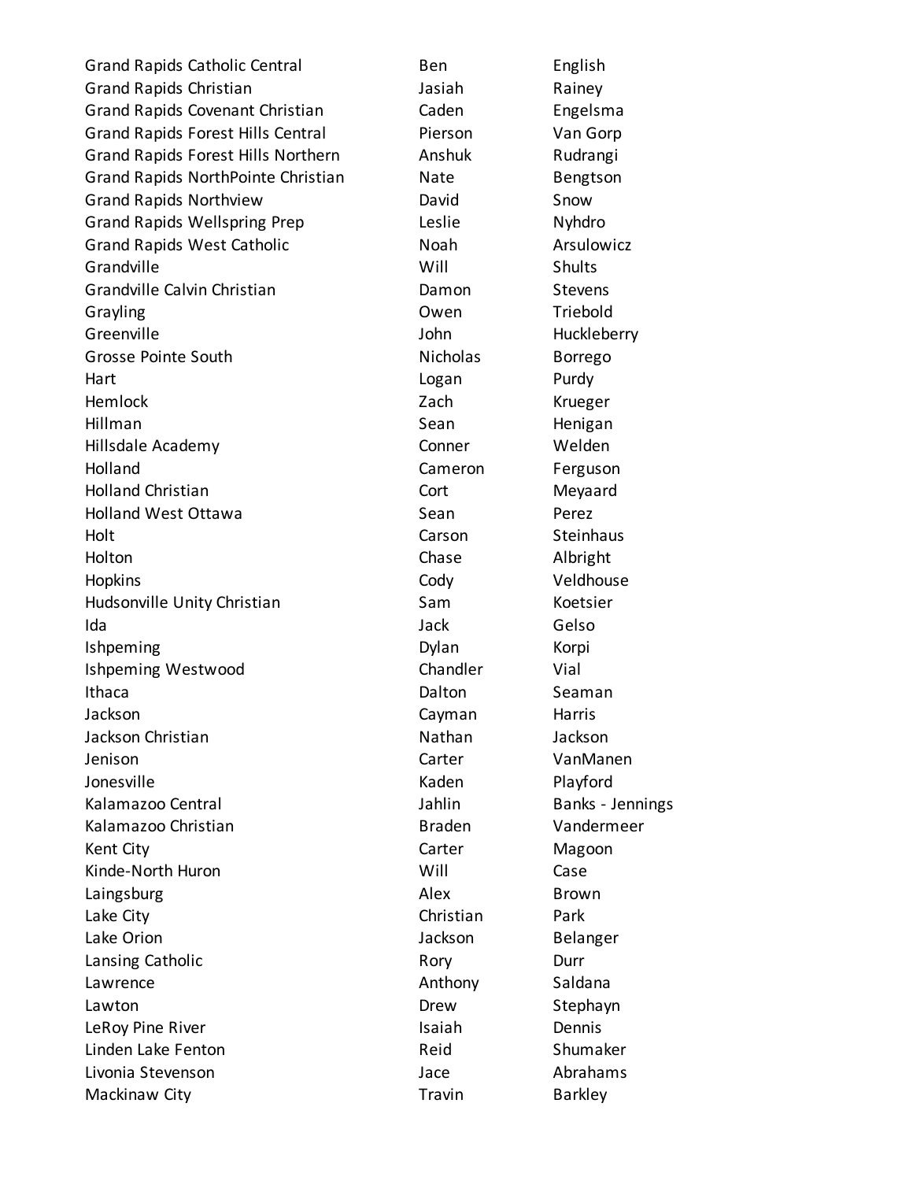| | | |
|---|---|---|
| Grand Rapids Catholic Central | Ben | English |
| Grand Rapids Christian | Jasiah | Rainey |
| Grand Rapids Covenant Christian | Caden | Engelsma |
| Grand Rapids Forest Hills Central | Pierson | Van Gorp |
| Grand Rapids Forest Hills Northern | Anshuk | Rudrangi |
| Grand Rapids NorthPointe Christian | Nate | Bengtson |
| Grand Rapids Northview | David | Snow |
| Grand Rapids Wellspring Prep | Leslie | Nyhdro |
| Grand Rapids West Catholic | Noah | Arsulowicz |
| Grandville | Will | Shults |
| Grandville Calvin Christian | Damon | Stevens |
| Grayling | Owen | Triebold |
| Greenville | John | Huckleberry |
| Grosse Pointe South | Nicholas | Borrego |
| Hart | Logan | Purdy |
| Hemlock | Zach | Krueger |
| Hillman | Sean | Henigan |
| Hillsdale Academy | Conner | Welden |
| Holland | Cameron | Ferguson |
| Holland Christian | Cort | Meyaard |
| Holland West Ottawa | Sean | Perez |
| Holt | Carson | Steinhaus |
| Holton | Chase | Albright |
| Hopkins | Cody | Veldhouse |
| Hudsonville Unity Christian | Sam | Koetsier |
| Ida | Jack | Gelso |
| Ishpeming | Dylan | Korpi |
| Ishpeming Westwood | Chandler | Vial |
| Ithaca | Dalton | Seaman |
| Jackson | Cayman | Harris |
| Jackson Christian | Nathan | Jackson |
| Jenison | Carter | VanManen |
| Jonesville | Kaden | Playford |
| Kalamazoo Central | Jahlin | Banks - Jennings |
| Kalamazoo Christian | Braden | Vandermeer |
| Kent City | Carter | Magoon |
| Kinde-North Huron | Will | Case |
| Laingsburg | Alex | Brown |
| Lake City | Christian | Park |
| Lake Orion | Jackson | Belanger |
| Lansing Catholic | Rory | Durr |
| Lawrence | Anthony | Saldana |
| Lawton | Drew | Stephayn |
| LeRoy Pine River | Isaiah | Dennis |
| Linden Lake Fenton | Reid | Shumaker |
| Livonia Stevenson | Jace | Abrahams |
| Mackinaw City | Travin | Barkley |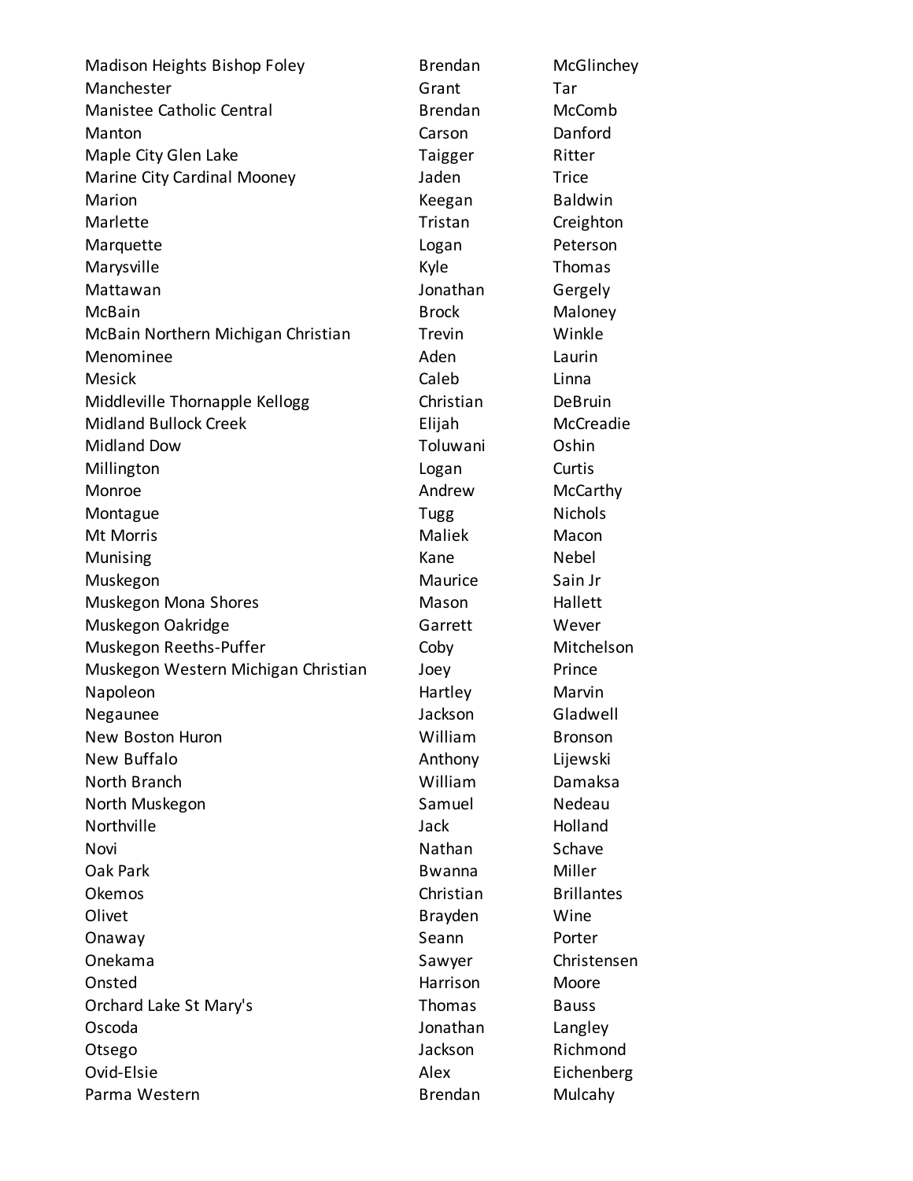| | | |
|---|---|---|
| Madison Heights Bishop Foley | Brendan | McGlinchey |
| Manchester | Grant | Tar |
| Manistee Catholic Central | Brendan | McComb |
| Manton | Carson | Danford |
| Maple City Glen Lake | Taigger | Ritter |
| Marine City Cardinal Mooney | Jaden | Trice |
| Marion | Keegan | Baldwin |
| Marlette | Tristan | Creighton |
| Marquette | Logan | Peterson |
| Marysville | Kyle | Thomas |
| Mattawan | Jonathan | Gergely |
| McBain | Brock | Maloney |
| McBain Northern Michigan Christian | Trevin | Winkle |
| Menominee | Aden | Laurin |
| Mesick | Caleb | Linna |
| Middleville Thornapple Kellogg | Christian | DeBruin |
| Midland Bullock Creek | Elijah | McCreadie |
| Midland Dow | Toluwani | Oshin |
| Millington | Logan | Curtis |
| Monroe | Andrew | McCarthy |
| Montague | Tugg | Nichols |
| Mt Morris | Maliek | Macon |
| Munising | Kane | Nebel |
| Muskegon | Maurice | Sain Jr |
| Muskegon Mona Shores | Mason | Hallett |
| Muskegon Oakridge | Garrett | Wever |
| Muskegon Reeths-Puffer | Coby | Mitchelson |
| Muskegon Western Michigan Christian | Joey | Prince |
| Napoleon | Hartley | Marvin |
| Negaunee | Jackson | Gladwell |
| New Boston Huron | William | Bronson |
| New Buffalo | Anthony | Lijewski |
| North Branch | William | Damaksa |
| North Muskegon | Samuel | Nedeau |
| Northville | Jack | Holland |
| Novi | Nathan | Schave |
| Oak Park | Bwanna | Miller |
| Okemos | Christian | Brillantes |
| Olivet | Brayden | Wine |
| Onaway | Seann | Porter |
| Onekama | Sawyer | Christensen |
| Onsted | Harrison | Moore |
| Orchard Lake St Mary's | Thomas | Bauss |
| Oscoda | Jonathan | Langley |
| Otsego | Jackson | Richmond |
| Ovid-Elsie | Alex | Eichenberg |
| Parma Western | Brendan | Mulcahy |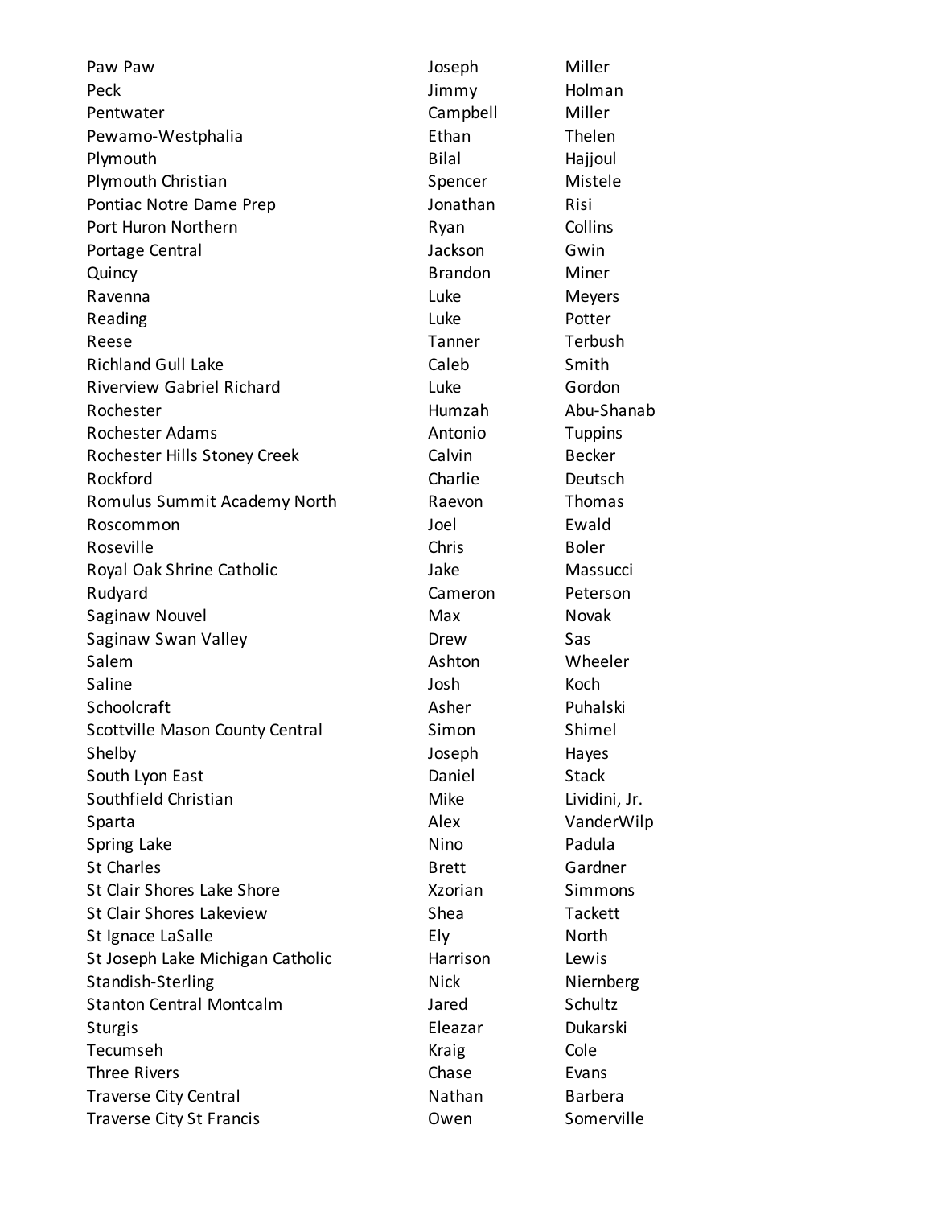| | | |
|---|---|---|
| Paw Paw | Joseph | Miller |
| Peck | Jimmy | Holman |
| Pentwater | Campbell | Miller |
| Pewamo-Westphalia | Ethan | Thelen |
| Plymouth | Bilal | Hajjoul |
| Plymouth Christian | Spencer | Mistele |
| Pontiac Notre Dame Prep | Jonathan | Risi |
| Port Huron Northern | Ryan | Collins |
| Portage Central | Jackson | Gwin |
| Quincy | Brandon | Miner |
| Ravenna | Luke | Meyers |
| Reading | Luke | Potter |
| Reese | Tanner | Terbush |
| Richland Gull Lake | Caleb | Smith |
| Riverview Gabriel Richard | Luke | Gordon |
| Rochester | Humzah | Abu-Shanab |
| Rochester Adams | Antonio | Tuppins |
| Rochester Hills Stoney Creek | Calvin | Becker |
| Rockford | Charlie | Deutsch |
| Romulus Summit Academy North | Raevon | Thomas |
| Roscommon | Joel | Ewald |
| Roseville | Chris | Boler |
| Royal Oak Shrine Catholic | Jake | Massucci |
| Rudyard | Cameron | Peterson |
| Saginaw Nouvel | Max | Novak |
| Saginaw Swan Valley | Drew | Sas |
| Salem | Ashton | Wheeler |
| Saline | Josh | Koch |
| Schoolcraft | Asher | Puhalski |
| Scottville Mason County Central | Simon | Shimel |
| Shelby | Joseph | Hayes |
| South Lyon East | Daniel | Stack |
| Southfield Christian | Mike | Lividini, Jr. |
| Sparta | Alex | VanderWilp |
| Spring Lake | Nino | Padula |
| St Charles | Brett | Gardner |
| St Clair Shores Lake Shore | Xzorian | Simmons |
| St Clair Shores Lakeview | Shea | Tackett |
| St Ignace LaSalle | Ely | North |
| St Joseph Lake Michigan Catholic | Harrison | Lewis |
| Standish-Sterling | Nick | Niernberg |
| Stanton Central Montcalm | Jared | Schultz |
| Sturgis | Eleazar | Dukarski |
| Tecumseh | Kraig | Cole |
| Three Rivers | Chase | Evans |
| Traverse City Central | Nathan | Barbera |
| Traverse City St Francis | Owen | Somerville |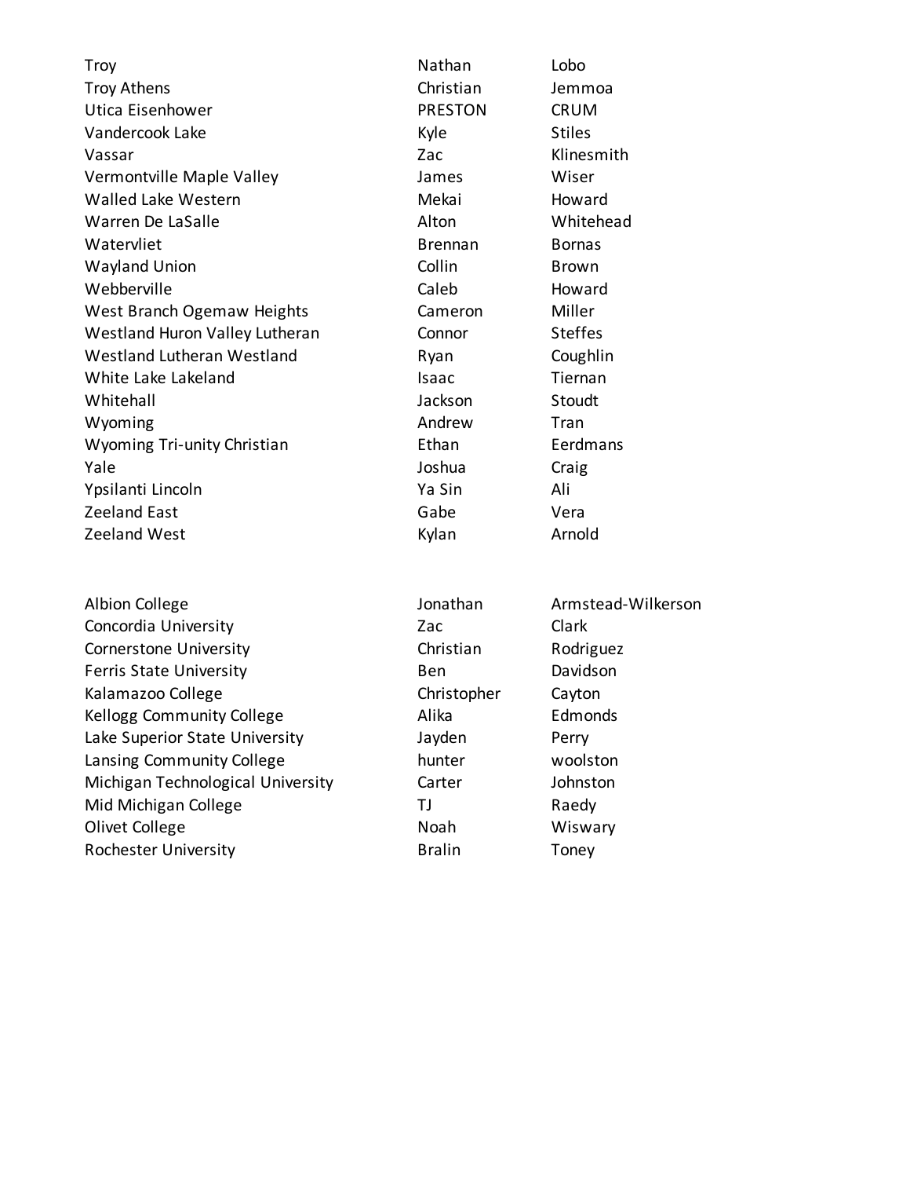| | | |
|---|---|---|
| Troy | Nathan | Lobo |
| Troy Athens | Christian | Jemmoa |
| Utica Eisenhower | PRESTON | CRUM |
| Vandercook Lake | Kyle | Stiles |
| Vassar | Zac | Klinesmith |
| Vermontville Maple Valley | James | Wiser |
| Walled Lake Western | Mekai | Howard |
| Warren De LaSalle | Alton | Whitehead |
| Watervliet | Brennan | Bornas |
| Wayland Union | Collin | Brown |
| Webberville | Caleb | Howard |
| West Branch Ogemaw Heights | Cameron | Miller |
| Westland Huron Valley Lutheran | Connor | Steffes |
| Westland Lutheran Westland | Ryan | Coughlin |
| White Lake Lakeland | Isaac | Tiernan |
| Whitehall | Jackson | Stoudt |
| Wyoming | Andrew | Tran |
| Wyoming Tri-unity Christian | Ethan | Eerdmans |
| Yale | Joshua | Craig |
| Ypsilanti Lincoln | Ya Sin | Ali |
| Zeeland East | Gabe | Vera |
| Zeeland West | Kylan | Arnold |

| | | |
|---|---|---|
| Albion College | Jonathan | Armstead-Wilkerson |
| Concordia University | Zac | Clark |
| Cornerstone University | Christian | Rodriguez |
| Ferris State University | Ben | Davidson |
| Kalamazoo College | Christopher | Cayton |
| Kellogg Community College | Alika | Edmonds |
| Lake Superior State University | Jayden | Perry |
| Lansing Community College | hunter | woolston |
| Michigan Technological University | Carter | Johnston |
| Mid Michigan College | TJ | Raedy |
| Olivet College | Noah | Wiswary |
| Rochester University | Bralin | Toney |